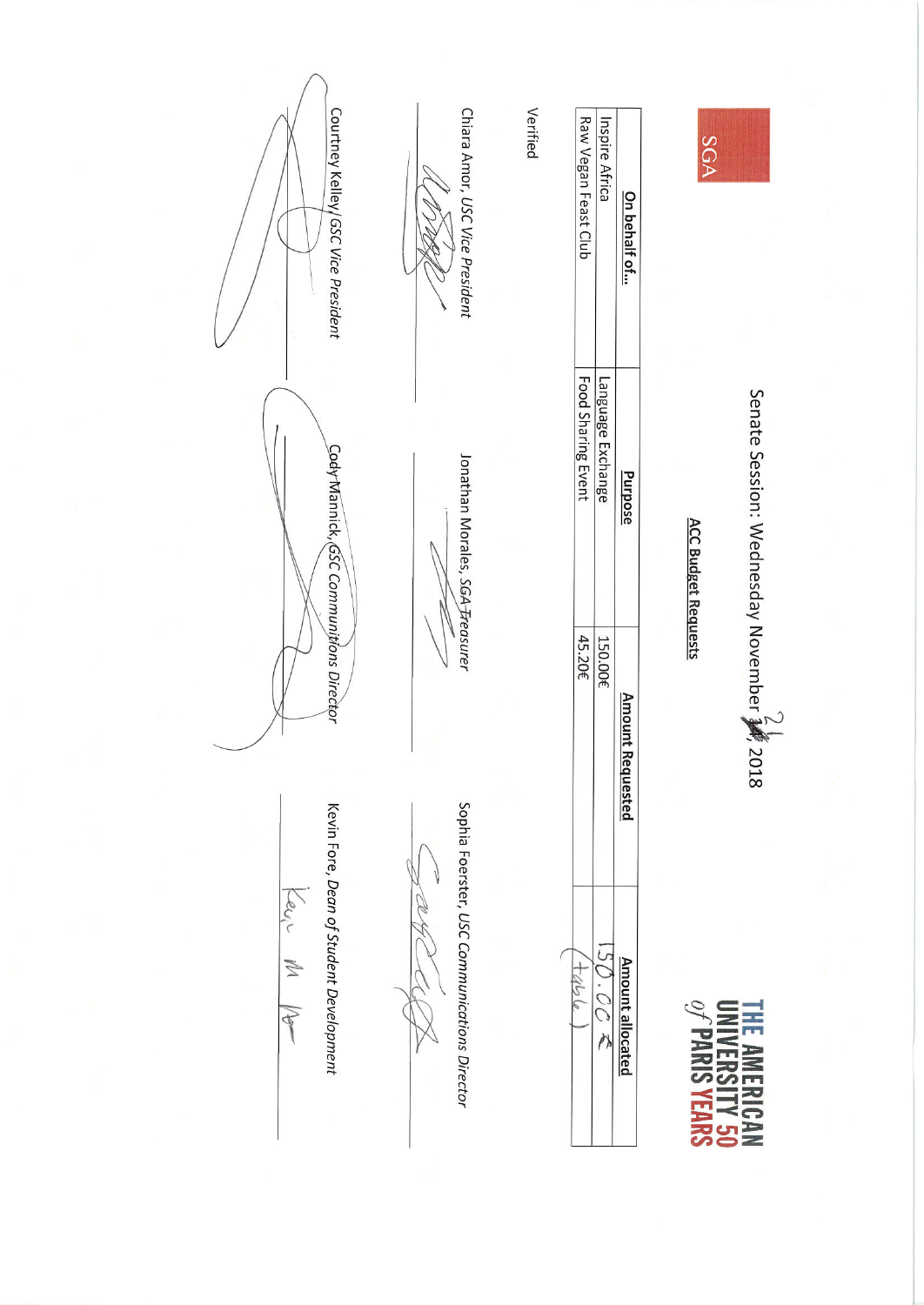SGA

THE AMERICAN UNIVERSITY 50 of PARIS YEARS

# Senate Session: Wednesday November 21, 2018

## ACC Budget Requests

| On behalf of… | Purpose | Amount Requested | Amount allocated |
|---|---|---|---|
| Inspire Africa | Language Exchange | 150.00€ | 150.00 € |
| Raw Vegan Feast Club | Food Sharing Event | 45.20€ | (table) |

Verified

Chiara Amor, *USC Vice President*

Jonathan Morales, *SGA Treasurer*

Sophia Foerster, *USC Communications Director*

Courtney Kelley, *GSC Vice President*

Cody Mannick, *GSC Communitions Director*

Kevin Fore, *Dean of Student Development*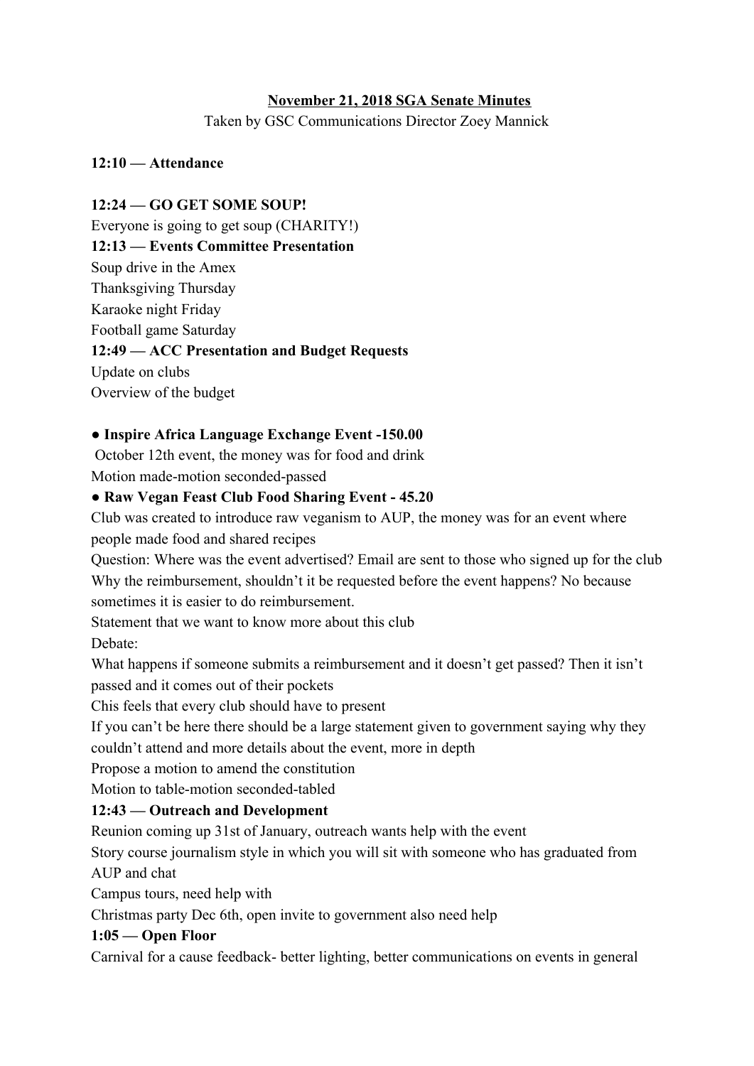**<u>November 21, 2018 SGA Senate Minutes</u>**

Taken by GSC Communications Director Zoey Mannick

**12:10 — Attendance**

**12:24 — GO GET SOME SOUP!**

Everyone is going to get soup (CHARITY!)

**12:13 — Events Committee Presentation**

Soup drive in the Amex

Thanksgiving Thursday

Karaoke night Friday

Football game Saturday

**12:49 — ACC Presentation and Budget Requests**

Update on clubs

Overview of the budget

- **Inspire Africa Language Exchange Event -150.00**

October 12th event, the money was for food and drink

Motion made-motion seconded-passed

- **Raw Vegan Feast Club Food Sharing Event - 45.20**

Club was created to introduce raw veganism to AUP, the money was for an event where people made food and shared recipes

Question: Where was the event advertised? Email are sent to those who signed up for the club

Why the reimbursement, shouldn't it be requested before the event happens? No because sometimes it is easier to do reimbursement.

Statement that we want to know more about this club

Debate:

What happens if someone submits a reimbursement and it doesn't get passed? Then it isn't passed and it comes out of their pockets

Chis feels that every club should have to present

If you can't be here there should be a large statement given to government saying why they couldn't attend and more details about the event, more in depth

Propose a motion to amend the constitution

Motion to table-motion seconded-tabled

**12:43 — Outreach and Development**

Reunion coming up 31st of January, outreach wants help with the event

Story course journalism style in which you will sit with someone who has graduated from AUP and chat

Campus tours, need help with

Christmas party Dec 6th, open invite to government also need help

**1:05 — Open Floor**

Carnival for a cause feedback- better lighting, better communications on events in general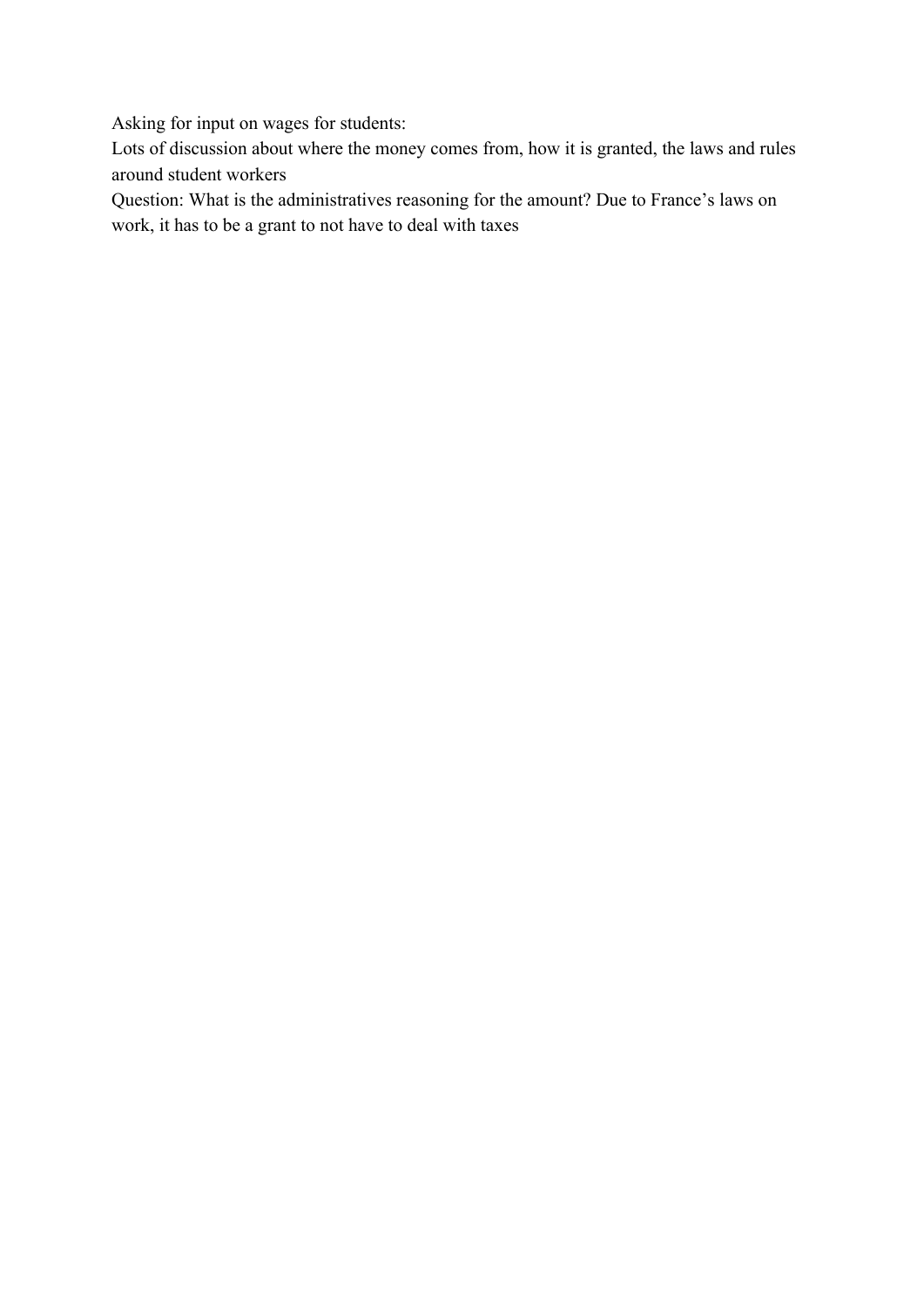Asking for input on wages for students:

Lots of discussion about where the money comes from, how it is granted, the laws and rules around student workers

Question: What is the administratives reasoning for the amount? Due to France's laws on work, it has to be a grant to not have to deal with taxes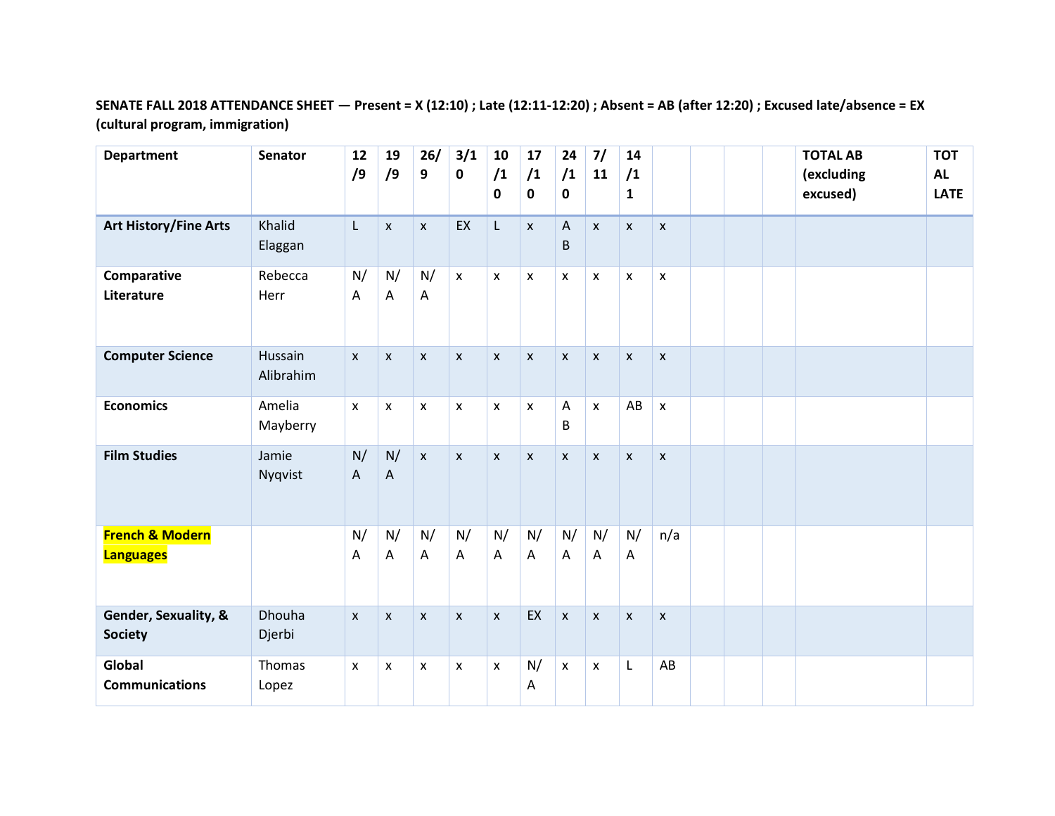**SENATE FALL 2018 ATTENDANCE SHEET — Present = X (12:10) ; Late (12:11-12:20) ; Absent = AB (after 12:20) ; Excused late/absence = EX (cultural program, immigration)**

| Department | Senator | 12/9 | 19/9 | 26/9 | 3/10 | 10/10 | 17/10 | 24/10 | 7/11 | 14/11 | | | | | TOTAL AB (excluding excused) | TOTAL LATE |
|---|---|---|---|---|---|---|---|---|---|---|---|---|---|---|---|---|
| **Art History/Fine Arts** | Khalid Elaggan | L | x | x | EX | L | x | AB | x | x | x | | | | | |
| **Comparative Literature** | Rebecca Herr | N/A | N/A | N/A | x | x | x | x | x | x | x | | | | | |
| **Computer Science** | Hussain Alibrahim | x | x | x | x | x | x | x | x | x | x | | | | | |
| **Economics** | Amelia Mayberry | x | x | x | x | x | x | AB | x | AB | x | | | | | |
| **Film Studies** | Jamie Nyqvist | N/A | N/A | x | x | x | x | x | x | x | x | | | | | |
| **French & Modern Languages** | | N/A | N/A | N/A | N/A | N/A | N/A | N/A | N/A | N/A | n/a | | | | | |
| **Gender, Sexuality, & Society** | Dhouha Djerbi | x | x | x | x | x | EX | x | x | x | x | | | | | |
| **Global Communications** | Thomas Lopez | x | x | x | x | x | N/A | x | x | L | AB | | | | | |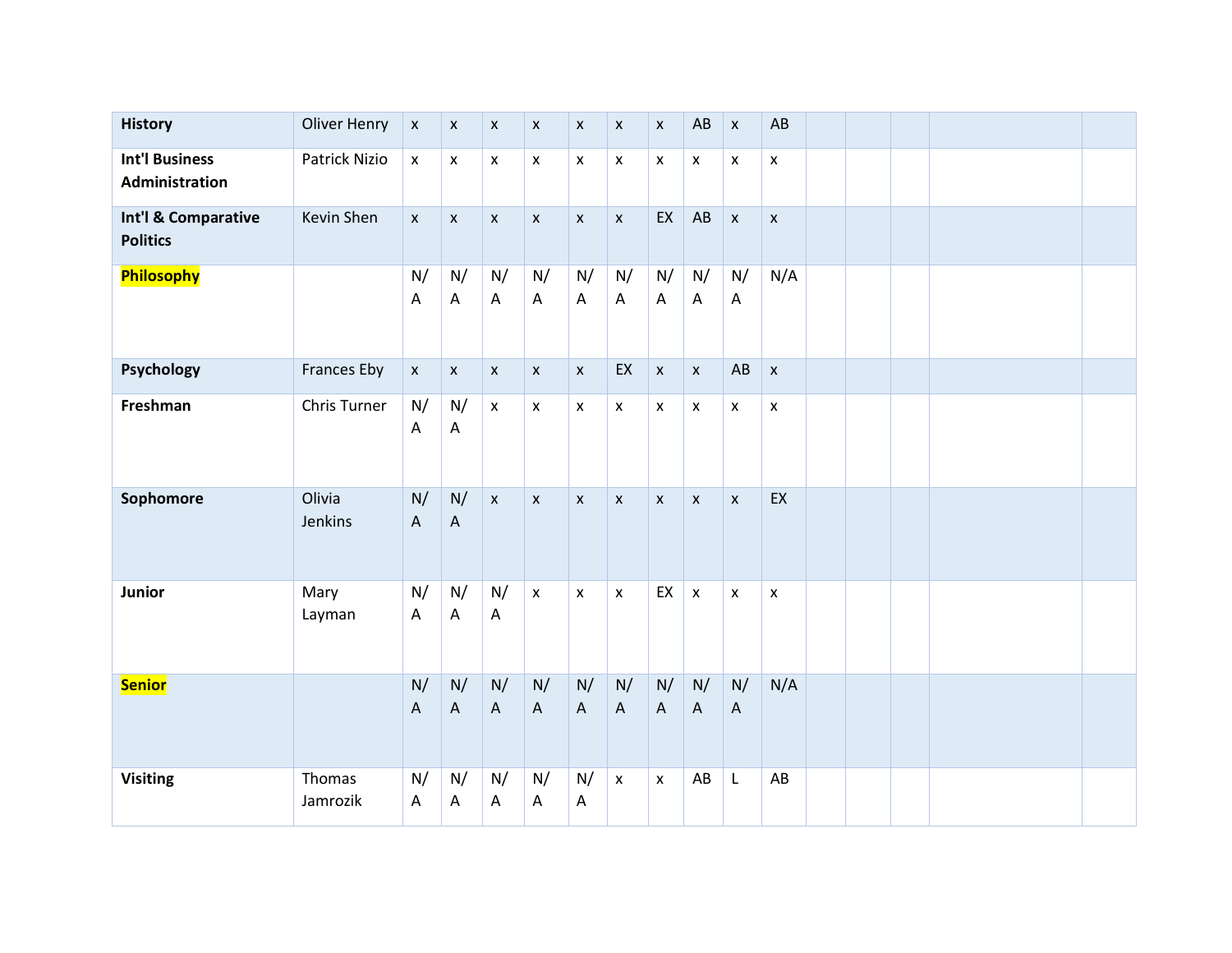| | | | | | | | | | | | | | | | | |
|---|---|---|---|---|---|---|---|---|---|---|---|---|---|---|---|---|
| **History** | Oliver Henry | x | x | x | x | x | x | x | AB | x | AB | | | | | |
| **Int'l Business Administration** | Patrick Nizio | x | x | x | x | x | x | x | x | x | x | | | | | |
| **Int'l & Comparative Politics** | Kevin Shen | x | x | x | x | x | x | EX | AB | x | x | | | | | |
| **Philosophy** | | N/A | N/A | N/A | N/A | N/A | N/A | N/A | N/A | N/A | N/A | | | | | |
| **Psychology** | Frances Eby | x | x | x | x | x | EX | x | x | AB | x | | | | | |
| **Freshman** | Chris Turner | N/A | N/A | x | x | x | x | x | x | x | x | | | | | |
| **Sophomore** | Olivia Jenkins | N/A | N/A | x | x | x | x | x | x | x | EX | | | | | |
| **Junior** | Mary Layman | N/A | N/A | N/A | x | x | x | EX | x | x | x | | | | | |
| **Senior** | | N/A | N/A | N/A | N/A | N/A | N/A | N/A | N/A | N/A | N/A | | | | | |
| **Visiting** | Thomas Jamrozik | N/A | N/A | N/A | N/A | N/A | x | x | AB | L | AB | | | | | |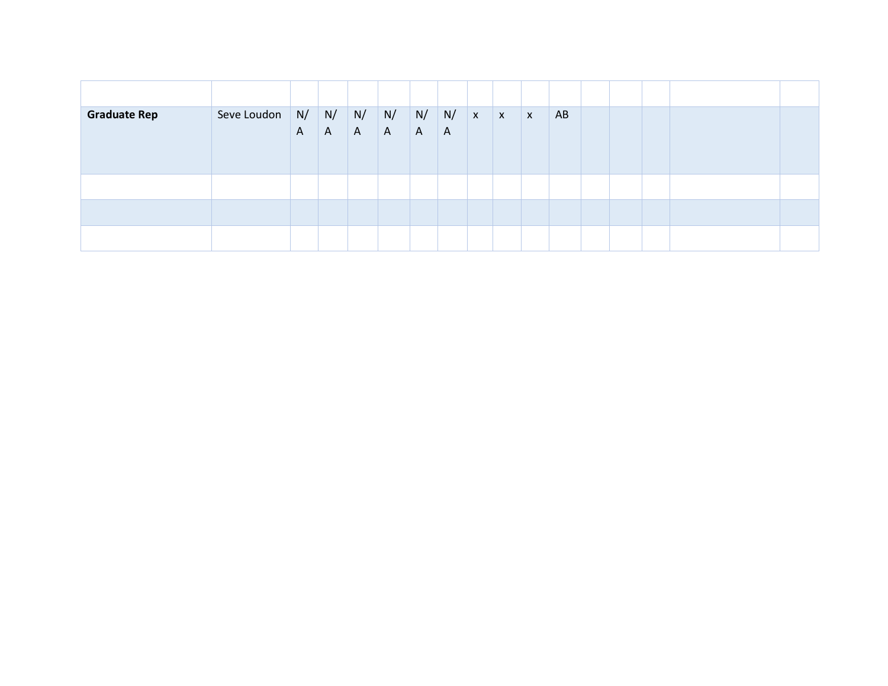| | | | | | | | | | | | | | | | | |
|---|---|---|---|---|---|---|---|---|---|---|---|---|---|---|---|---|
| | | | | | | | | | | | | | | | | |
| **Graduate Rep** | Seve Loudon | N/A | N/A | N/A | N/A | N/A | N/A | x | x | x | AB | | | | | |
| | | | | | | | | | | | | | | | | |
| | | | | | | | | | | | | | | | | |
| | | | | | | | | | | | | | | | | |